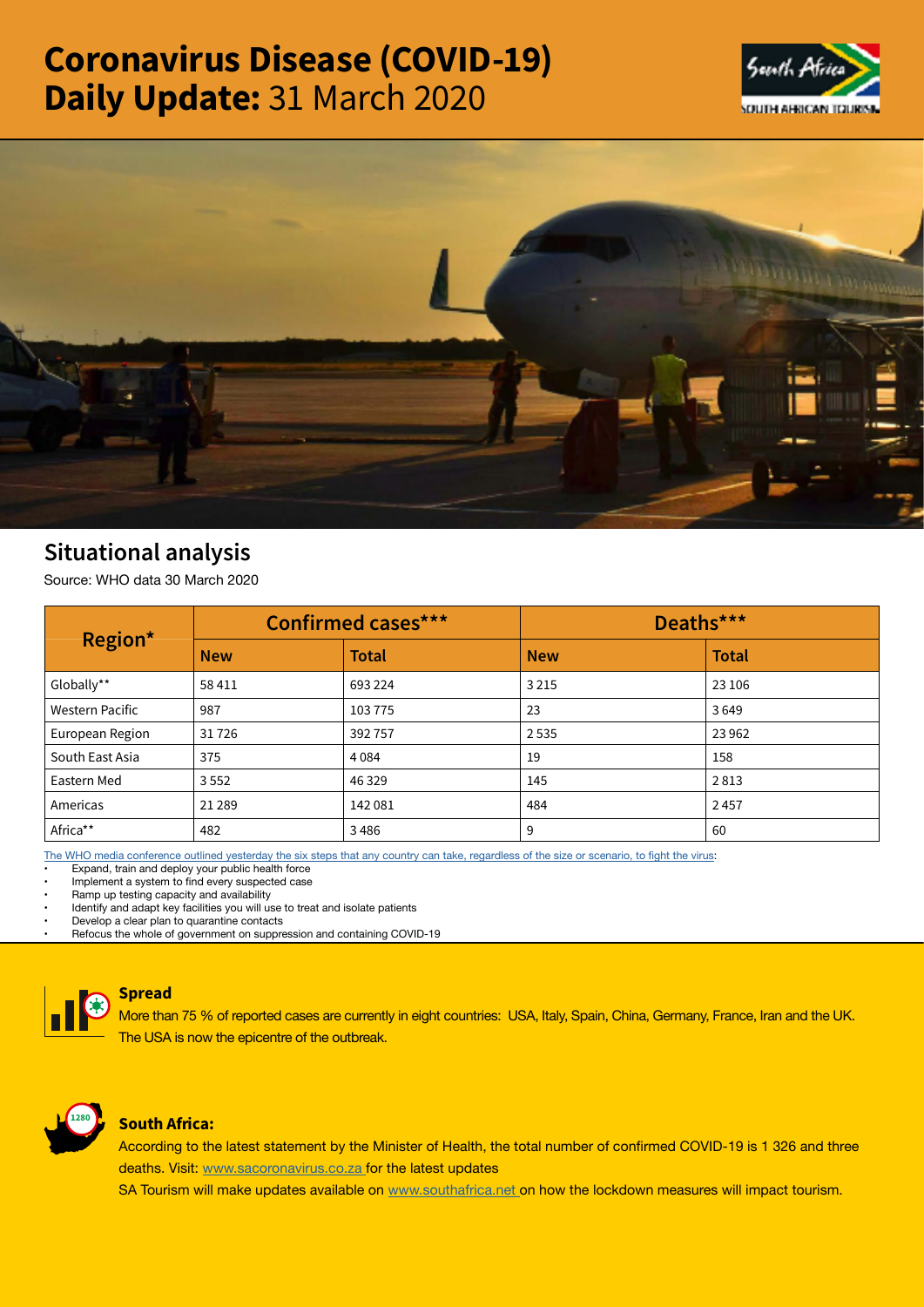# Coronavirus Disease (COVID-19) Daily Update: 31 March 2020

## Situational analysis

Source: WHO data 30 March 2020

| Region* | Confirmed cases*** | | Deaths*** | |
|---|---|---|---|---|
| | New | Total | New | Total |
| Globally** | 58 411 | 693 224 | 3 215 | 23 106 |
| Western Pacific | 987 | 103 775 | 23 | 3 649 |
| European Region | 31 726 | 392 757 | 2 535 | 23 962 |
| South East Asia | 375 | 4 084 | 19 | 158 |
| Eastern Med | 3 552 | 46 329 | 145 | 2 813 |
| Americas | 21 289 | 142 081 | 484 | 2 457 |
| Africa** | 482 | 3 486 | 9 | 60 |

The WHO media conference outlined yesterday the six steps that any country can take, regardless of the size or scenario, to fight the virus:

- Expand, train and deploy your public health force
- Implement a system to find every suspected case
- Ramp up testing capacity and availability
- Identify and adapt key facilities you will use to treat and isolate patients
- Develop a clear plan to quarantine contacts
- Refocus the whole of government on suppression and containing COVID-19

### Spread

More than 75 % of reported cases are currently in eight countries: USA, Italy, Spain, China, Germany, France, Iran and the UK. The USA is now the epicentre of the outbreak.

### South Africa:

According to the latest statement by the Minister of Health, the total number of confirmed COVID-19 is 1 326 and three deaths. Visit: www.sacoronavirus.co.za for the latest updates

SA Tourism will make updates available on www.southafrica.net on how the lockdown measures will impact tourism.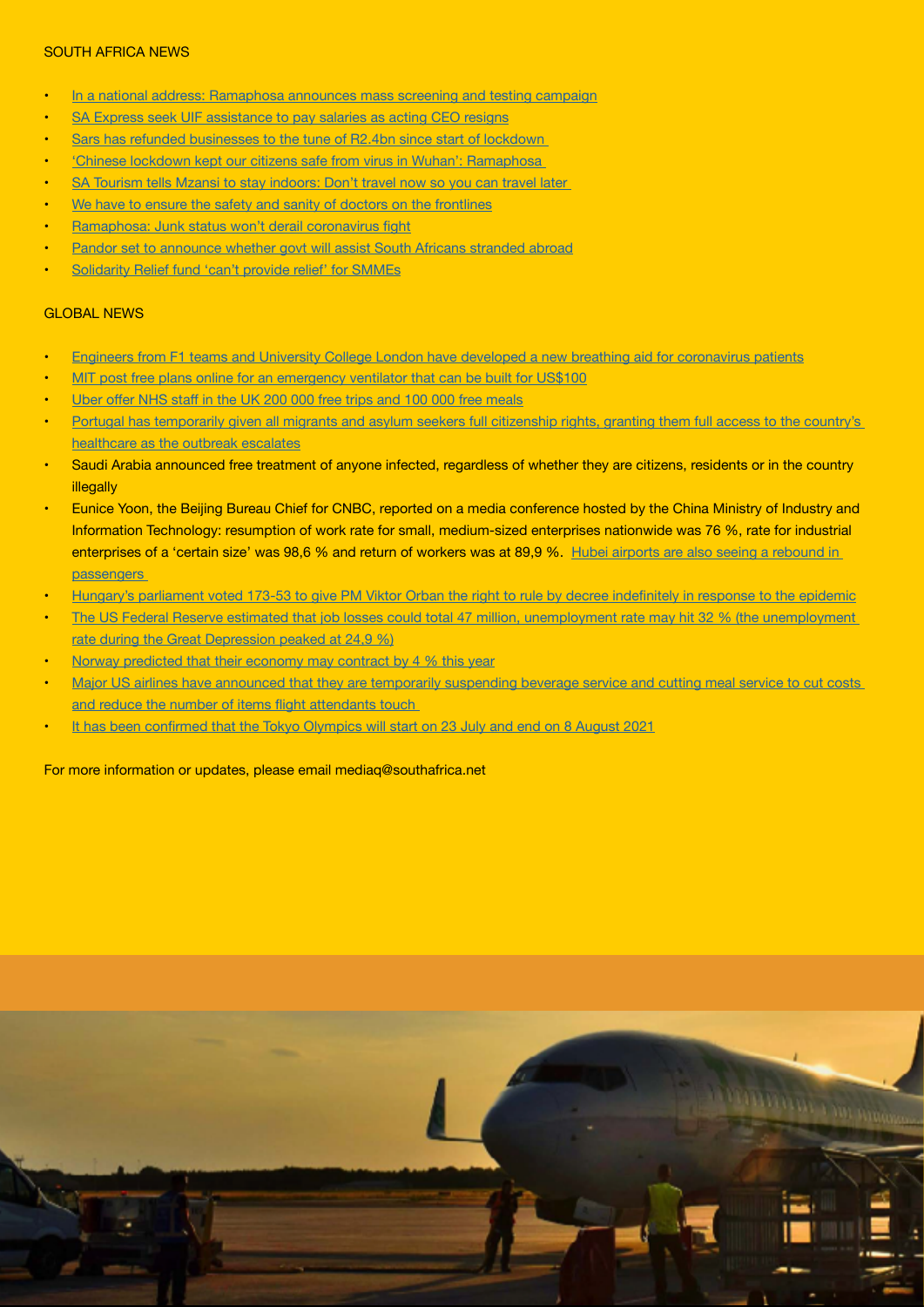## SOUTH AFRICA NEWS

- In a national address: Ramaphosa announces mass screening and testing campaign
- SA Express seek UIF assistance to pay salaries as acting CEO resigns
- Sars has refunded businesses to the tune of R2.4bn since start of lockdown
- 'Chinese lockdown kept our citizens safe from virus in Wuhan': Ramaphosa
- SA Tourism tells Mzansi to stay indoors: Don't travel now so you can travel later
- We have to ensure the safety and sanity of doctors on the frontlines
- Ramaphosa: Junk status won't derail coronavirus fight
- Pandor set to announce whether govt will assist South Africans stranded abroad
- Solidarity Relief fund 'can't provide relief' for SMMEs

## GLOBAL NEWS

- Engineers from F1 teams and University College London have developed a new breathing aid for coronavirus patients
- MIT post free plans online for an emergency ventilator that can be built for US$100
- Uber offer NHS staff in the UK 200 000 free trips and 100 000 free meals
- Portugal has temporarily given all migrants and asylum seekers full citizenship rights, granting them full access to the country's healthcare as the outbreak escalates
- Saudi Arabia announced free treatment of anyone infected, regardless of whether they are citizens, residents or in the country illegally
- Eunice Yoon, the Beijing Bureau Chief for CNBC, reported on a media conference hosted by the China Ministry of Industry and Information Technology: resumption of work rate for small, medium-sized enterprises nationwide was 76 %, rate for industrial enterprises of a 'certain size' was 98,6 % and return of workers was at 89,9 %. Hubei airports are also seeing a rebound in passengers
- Hungary's parliament voted 173-53 to give PM Viktor Orban the right to rule by decree indefinitely in response to the epidemic
- The US Federal Reserve estimated that job losses could total 47 million, unemployment rate may hit 32 % (the unemployment rate during the Great Depression peaked at 24.9 %)
- Norway predicted that their economy may contract by 4 % this year
- Major US airlines have announced that they are temporarily suspending beverage service and cutting meal service to cut costs and reduce the number of items flight attendants touch
- It has been confirmed that the Tokyo Olympics will start on 23 July and end on 8 August 2021

For more information or updates, please email mediaq@southafrica.net